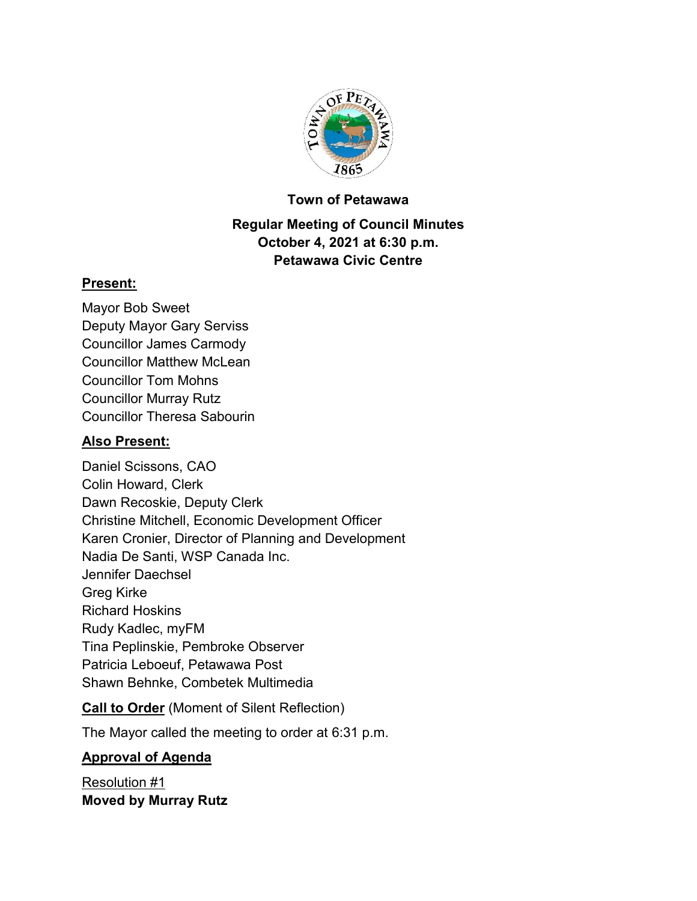**Town of Petawawa**

**Regular Meeting of Council Minutes**
**October 4, 2021 at 6:30 p.m.**
**Petawawa Civic Centre**

## Present:

Mayor Bob Sweet
Deputy Mayor Gary Serviss
Councillor James Carmody
Councillor Matthew McLean
Councillor Tom Mohns
Councillor Murray Rutz
Councillor Theresa Sabourin

## Also Present:

Daniel Scissons, CAO
Colin Howard, Clerk
Dawn Recoskie, Deputy Clerk
Christine Mitchell, Economic Development Officer
Karen Cronier, Director of Planning and Development
Nadia De Santi, WSP Canada Inc.
Jennifer Daechsel
Greg Kirke
Richard Hoskins
Rudy Kadlec, myFM
Tina Peplinskie, Pembroke Observer
Patricia Leboeuf, Petawawa Post
Shawn Behnke, Combetek Multimedia

**Call to Order** (Moment of Silent Reflection)

The Mayor called the meeting to order at 6:31 p.m.

## Approval of Agenda

Resolution #1
**Moved by Murray Rutz**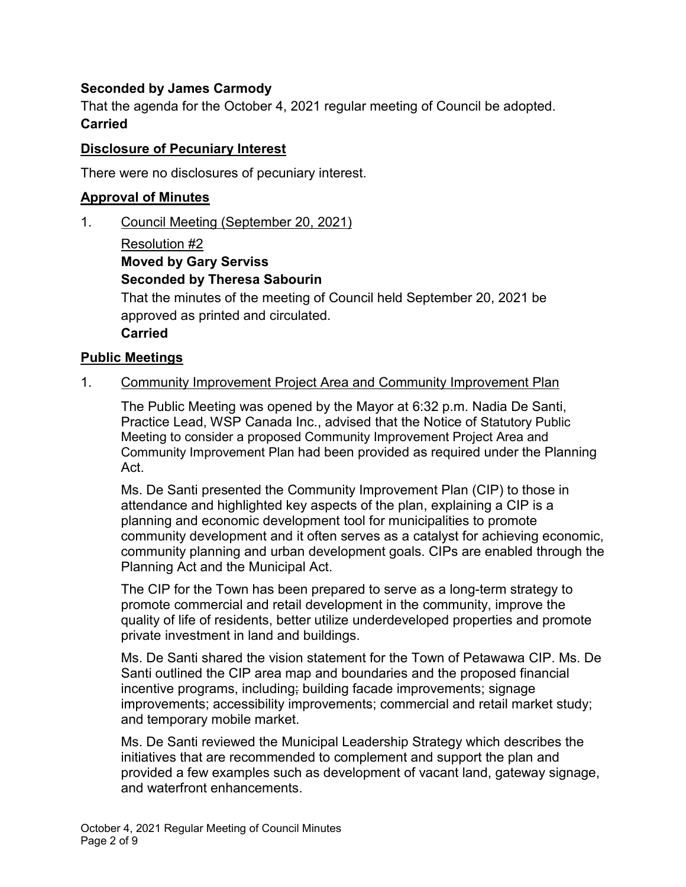**Seconded by James Carmody**

That the agenda for the October 4, 2021 regular meeting of Council be adopted.

**Carried**

## Disclosure of Pecuniary Interest

There were no disclosures of pecuniary interest.

## Approval of Minutes

1. Council Meeting (September 20, 2021)

   Resolution #2

   **Moved by Gary Serviss**

   **Seconded by Theresa Sabourin**

   That the minutes of the meeting of Council held September 20, 2021 be approved as printed and circulated.

   **Carried**

## Public Meetings

1. Community Improvement Project Area and Community Improvement Plan

   The Public Meeting was opened by the Mayor at 6:32 p.m. Nadia De Santi, Practice Lead, WSP Canada Inc., advised that the Notice of Statutory Public Meeting to consider a proposed Community Improvement Project Area and Community Improvement Plan had been provided as required under the Planning Act.

   Ms. De Santi presented the Community Improvement Plan (CIP) to those in attendance and highlighted key aspects of the plan, explaining a CIP is a planning and economic development tool for municipalities to promote community development and it often serves as a catalyst for achieving economic, community planning and urban development goals. CIPs are enabled through the Planning Act and the Municipal Act.

   The CIP for the Town has been prepared to serve as a long-term strategy to promote commercial and retail development in the community, improve the quality of life of residents, better utilize underdeveloped properties and promote private investment in land and buildings.

   Ms. De Santi shared the vision statement for the Town of Petawawa CIP. Ms. De Santi outlined the CIP area map and boundaries and the proposed financial incentive programs, including; building facade improvements; signage improvements; accessibility improvements; commercial and retail market study; and temporary mobile market.

   Ms. De Santi reviewed the Municipal Leadership Strategy which describes the initiatives that are recommended to complement and support the plan and provided a few examples such as development of vacant land, gateway signage, and waterfront enhancements.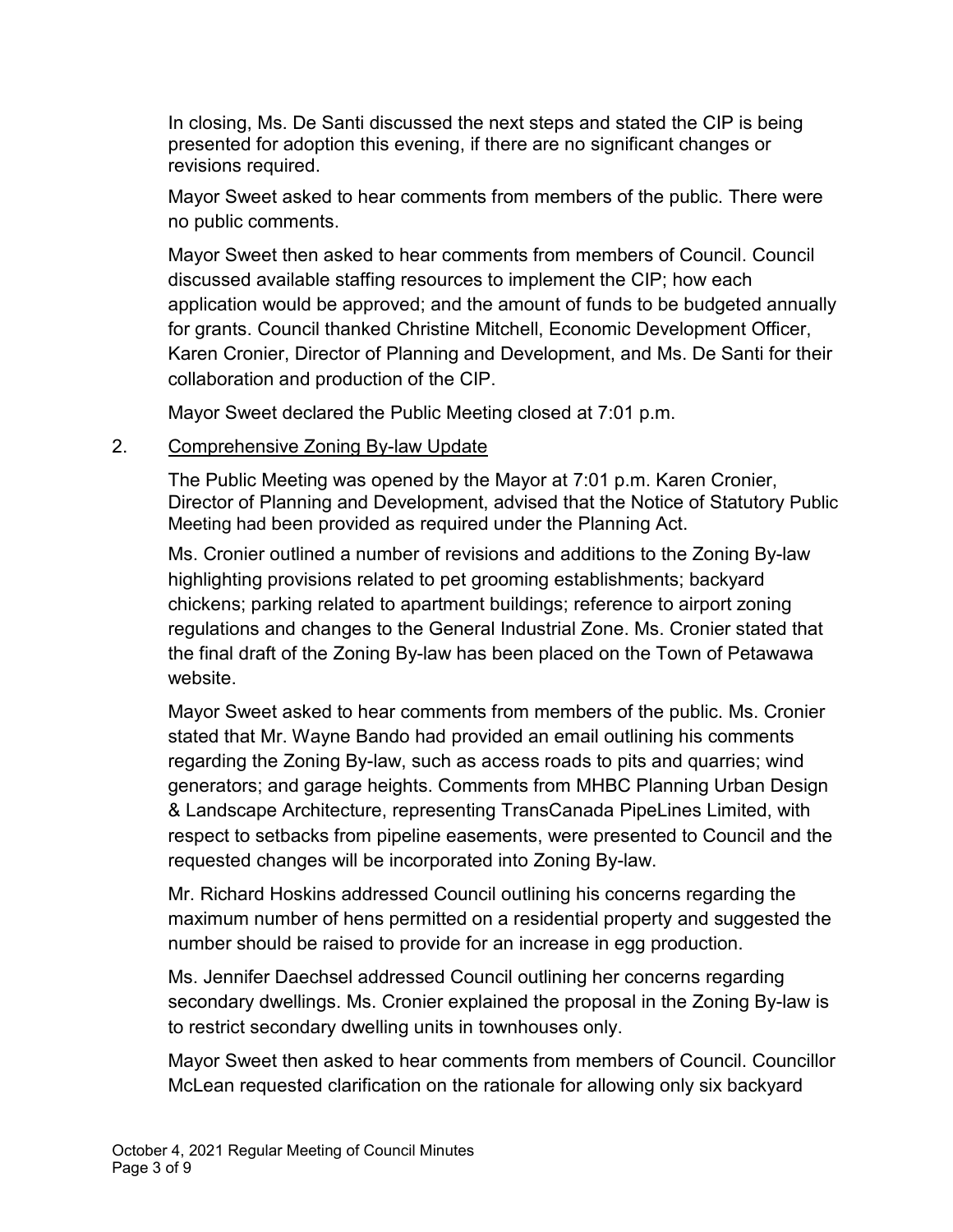In closing, Ms. De Santi discussed the next steps and stated the CIP is being presented for adoption this evening, if there are no significant changes or revisions required.

Mayor Sweet asked to hear comments from members of the public. There were no public comments.

Mayor Sweet then asked to hear comments from members of Council. Council discussed available staffing resources to implement the CIP; how each application would be approved; and the amount of funds to be budgeted annually for grants. Council thanked Christine Mitchell, Economic Development Officer, Karen Cronier, Director of Planning and Development, and Ms. De Santi for their collaboration and production of the CIP.

Mayor Sweet declared the Public Meeting closed at 7:01 p.m.

2. Comprehensive Zoning By-law Update

The Public Meeting was opened by the Mayor at 7:01 p.m. Karen Cronier, Director of Planning and Development, advised that the Notice of Statutory Public Meeting had been provided as required under the Planning Act.

Ms. Cronier outlined a number of revisions and additions to the Zoning By-law highlighting provisions related to pet grooming establishments; backyard chickens; parking related to apartment buildings; reference to airport zoning regulations and changes to the General Industrial Zone. Ms. Cronier stated that the final draft of the Zoning By-law has been placed on the Town of Petawawa website.

Mayor Sweet asked to hear comments from members of the public. Ms. Cronier stated that Mr. Wayne Bando had provided an email outlining his comments regarding the Zoning By-law, such as access roads to pits and quarries; wind generators; and garage heights. Comments from MHBC Planning Urban Design & Landscape Architecture, representing TransCanada PipeLines Limited, with respect to setbacks from pipeline easements, were presented to Council and the requested changes will be incorporated into Zoning By-law.

Mr. Richard Hoskins addressed Council outlining his concerns regarding the maximum number of hens permitted on a residential property and suggested the number should be raised to provide for an increase in egg production.

Ms. Jennifer Daechsel addressed Council outlining her concerns regarding secondary dwellings. Ms. Cronier explained the proposal in the Zoning By-law is to restrict secondary dwelling units in townhouses only.

Mayor Sweet then asked to hear comments from members of Council. Councillor McLean requested clarification on the rationale for allowing only six backyard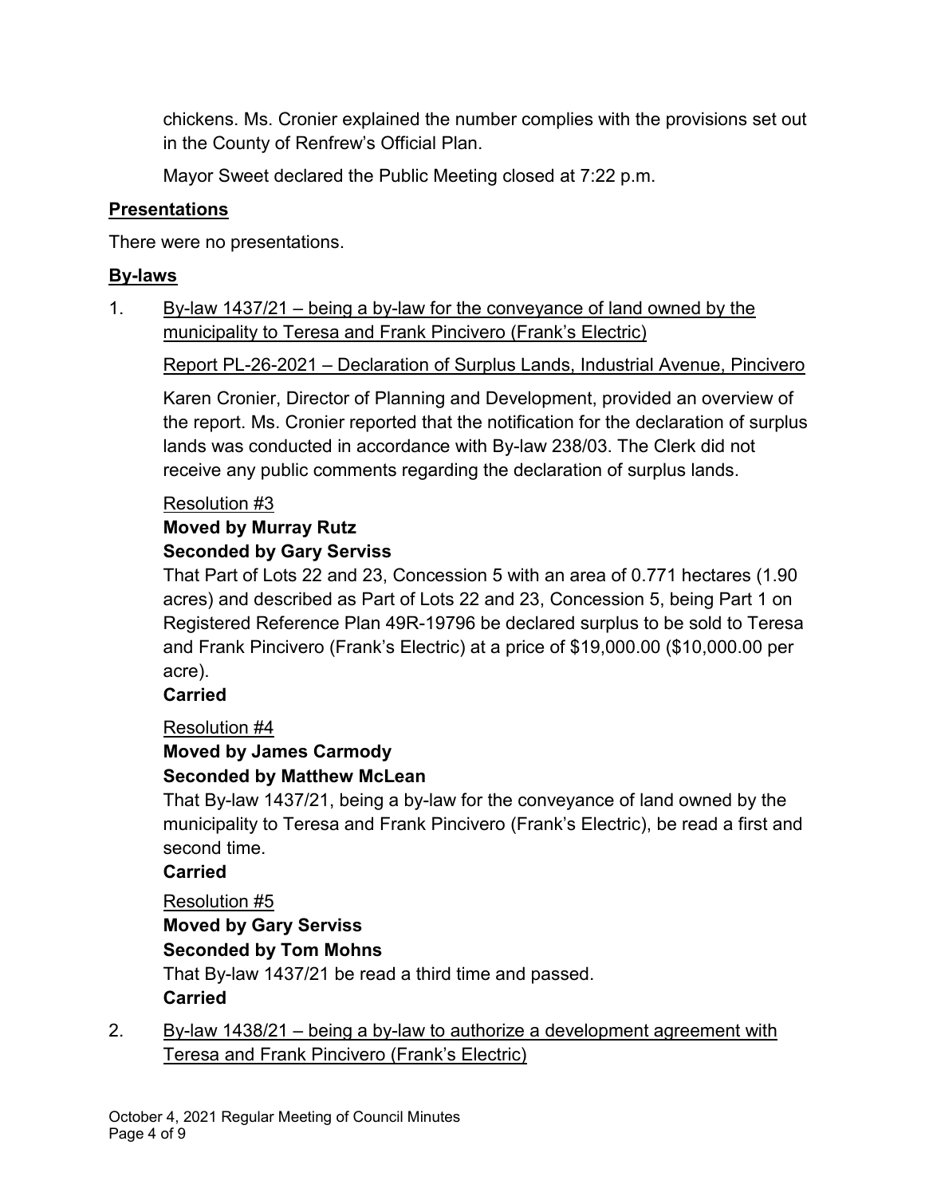chickens. Ms. Cronier explained the number complies with the provisions set out in the County of Renfrew's Official Plan.

Mayor Sweet declared the Public Meeting closed at 7:22 p.m.

## Presentations

There were no presentations.

## By-laws

1. By-law 1437/21 – being a by-law for the conveyance of land owned by the municipality to Teresa and Frank Pincivero (Frank's Electric)

   Report PL-26-2021 – Declaration of Surplus Lands, Industrial Avenue, Pincivero

   Karen Cronier, Director of Planning and Development, provided an overview of the report. Ms. Cronier reported that the notification for the declaration of surplus lands was conducted in accordance with By-law 238/03. The Clerk did not receive any public comments regarding the declaration of surplus lands.

   Resolution #3
   **Moved by Murray Rutz**
   **Seconded by Gary Serviss**
   That Part of Lots 22 and 23, Concession 5 with an area of 0.771 hectares (1.90 acres) and described as Part of Lots 22 and 23, Concession 5, being Part 1 on Registered Reference Plan 49R-19796 be declared surplus to be sold to Teresa and Frank Pincivero (Frank's Electric) at a price of $19,000.00 ($10,000.00 per acre).
   **Carried**

   Resolution #4
   **Moved by James Carmody**
   **Seconded by Matthew McLean**
   That By-law 1437/21, being a by-law for the conveyance of land owned by the municipality to Teresa and Frank Pincivero (Frank's Electric), be read a first and second time.
   **Carried**

   Resolution #5
   **Moved by Gary Serviss**
   **Seconded by Tom Mohns**
   That By-law 1437/21 be read a third time and passed.
   **Carried**

2. By-law 1438/21 – being a by-law to authorize a development agreement with Teresa and Frank Pincivero (Frank's Electric)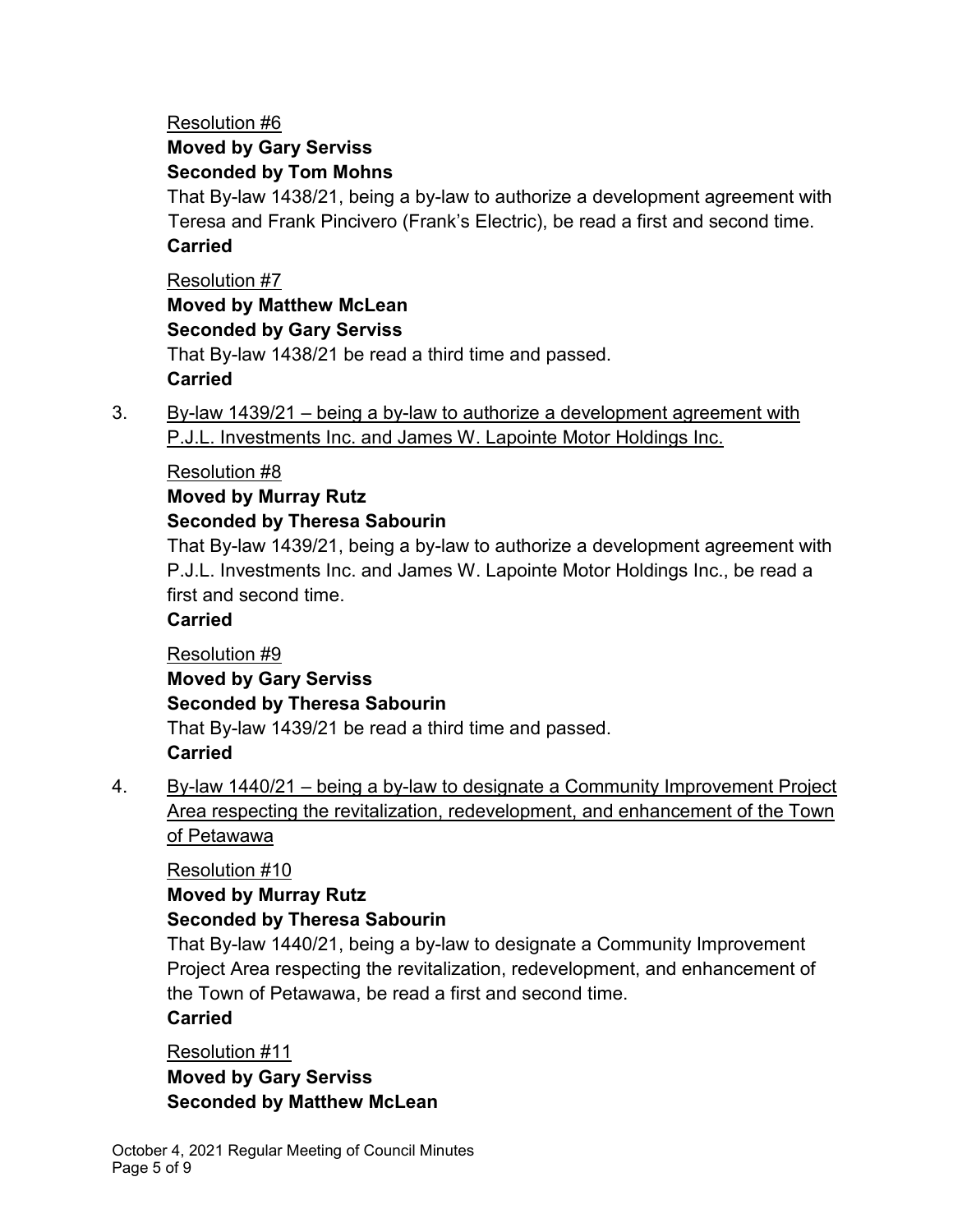Resolution #6
**Moved by Gary Serviss**
**Seconded by Tom Mohns**
That By-law 1438/21, being a by-law to authorize a development agreement with Teresa and Frank Pincivero (Frank's Electric), be read a first and second time.
**Carried**

Resolution #7
**Moved by Matthew McLean**
**Seconded by Gary Serviss**
That By-law 1438/21 be read a third time and passed.
**Carried**

3. By-law 1439/21 – being a by-law to authorize a development agreement with P.J.L. Investments Inc. and James W. Lapointe Motor Holdings Inc.

Resolution #8
**Moved by Murray Rutz**
**Seconded by Theresa Sabourin**
That By-law 1439/21, being a by-law to authorize a development agreement with P.J.L. Investments Inc. and James W. Lapointe Motor Holdings Inc., be read a first and second time.
**Carried**

Resolution #9
**Moved by Gary Serviss**
**Seconded by Theresa Sabourin**
That By-law 1439/21 be read a third time and passed.
**Carried**

4. By-law 1440/21 – being a by-law to designate a Community Improvement Project Area respecting the revitalization, redevelopment, and enhancement of the Town of Petawawa

Resolution #10
**Moved by Murray Rutz**
**Seconded by Theresa Sabourin**
That By-law 1440/21, being a by-law to designate a Community Improvement Project Area respecting the revitalization, redevelopment, and enhancement of the Town of Petawawa, be read a first and second time.
**Carried**

Resolution #11
**Moved by Gary Serviss**
**Seconded by Matthew McLean**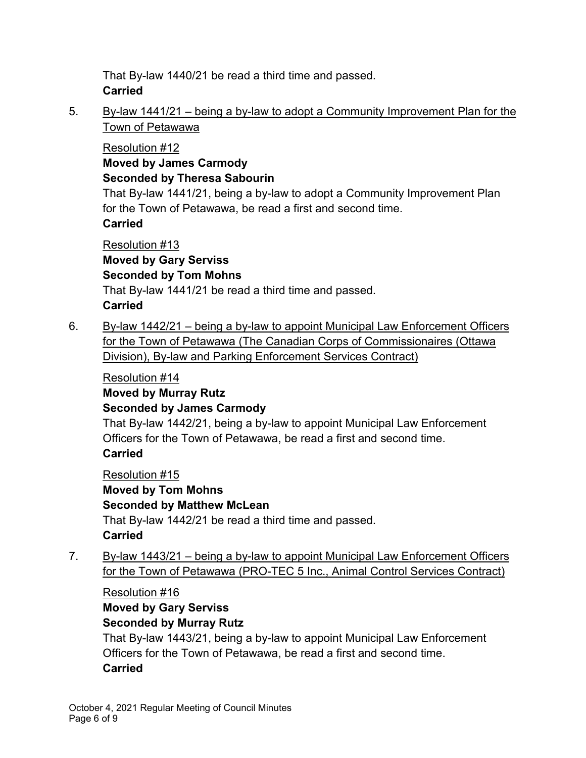That By-law 1440/21 be read a third time and passed.
**Carried**

5. By-law 1441/21 – being a by-law to adopt a Community Improvement Plan for the Town of Petawawa

   Resolution #12
   **Moved by James Carmody**
   **Seconded by Theresa Sabourin**
   That By-law 1441/21, being a by-law to adopt a Community Improvement Plan for the Town of Petawawa, be read a first and second time.
   **Carried**

   Resolution #13
   **Moved by Gary Serviss**
   **Seconded by Tom Mohns**
   That By-law 1441/21 be read a third time and passed.
   **Carried**

6. By-law 1442/21 – being a by-law to appoint Municipal Law Enforcement Officers for the Town of Petawawa (The Canadian Corps of Commissionaires (Ottawa Division), By-law and Parking Enforcement Services Contract)

   Resolution #14
   **Moved by Murray Rutz**
   **Seconded by James Carmody**
   That By-law 1442/21, being a by-law to appoint Municipal Law Enforcement Officers for the Town of Petawawa, be read a first and second time.
   **Carried**

   Resolution #15
   **Moved by Tom Mohns**
   **Seconded by Matthew McLean**
   That By-law 1442/21 be read a third time and passed.
   **Carried**

7. By-law 1443/21 – being a by-law to appoint Municipal Law Enforcement Officers for the Town of Petawawa (PRO-TEC 5 Inc., Animal Control Services Contract)

   Resolution #16
   **Moved by Gary Serviss**
   **Seconded by Murray Rutz**
   That By-law 1443/21, being a by-law to appoint Municipal Law Enforcement Officers for the Town of Petawawa, be read a first and second time.
   **Carried**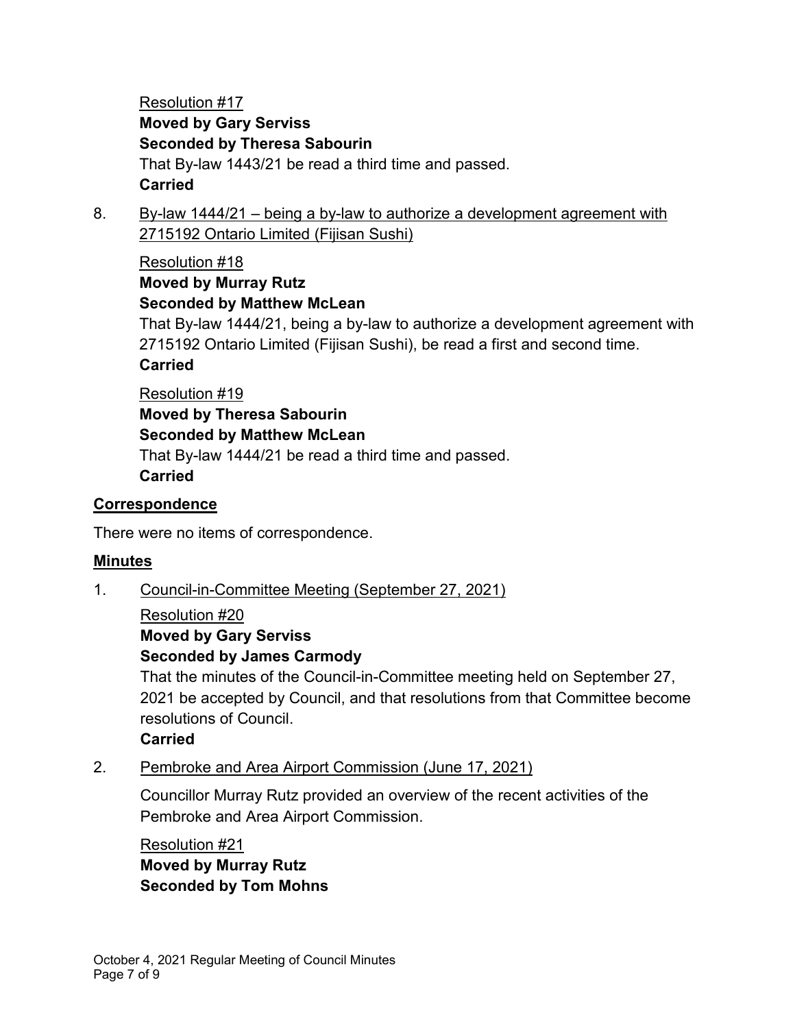Resolution #17

**Moved by Gary Serviss**

**Seconded by Theresa Sabourin**

That By-law 1443/21 be read a third time and passed.

**Carried**

8. By-law 1444/21 – being a by-law to authorize a development agreement with 2715192 Ontario Limited (Fijisan Sushi)

Resolution #18

**Moved by Murray Rutz**

**Seconded by Matthew McLean**

That By-law 1444/21, being a by-law to authorize a development agreement with 2715192 Ontario Limited (Fijisan Sushi), be read a first and second time.

**Carried**

Resolution #19

**Moved by Theresa Sabourin**

**Seconded by Matthew McLean**

That By-law 1444/21 be read a third time and passed.

**Carried**

## Correspondence

There were no items of correspondence.

## Minutes

1. Council-in-Committee Meeting (September 27, 2021)

Resolution #20

**Moved by Gary Serviss**

**Seconded by James Carmody**

That the minutes of the Council-in-Committee meeting held on September 27, 2021 be accepted by Council, and that resolutions from that Committee become resolutions of Council.

**Carried**

2. Pembroke and Area Airport Commission (June 17, 2021)

Councillor Murray Rutz provided an overview of the recent activities of the Pembroke and Area Airport Commission.

Resolution #21

**Moved by Murray Rutz**

**Seconded by Tom Mohns**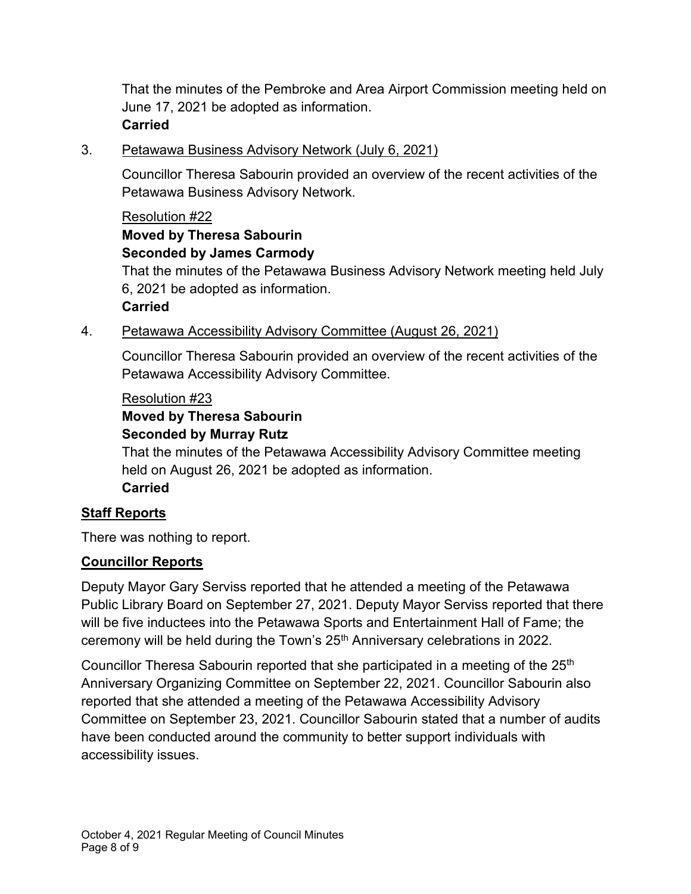That the minutes of the Pembroke and Area Airport Commission meeting held on June 17, 2021 be adopted as information.
**Carried**

3. Petawawa Business Advisory Network (July 6, 2021)

   Councillor Theresa Sabourin provided an overview of the recent activities of the Petawawa Business Advisory Network.

   Resolution #22
   **Moved by Theresa Sabourin**
   **Seconded by James Carmody**
   That the minutes of the Petawawa Business Advisory Network meeting held July 6, 2021 be adopted as information.
   **Carried**

4. Petawawa Accessibility Advisory Committee (August 26, 2021)

   Councillor Theresa Sabourin provided an overview of the recent activities of the Petawawa Accessibility Advisory Committee.

   Resolution #23
   **Moved by Theresa Sabourin**
   **Seconded by Murray Rutz**
   That the minutes of the Petawawa Accessibility Advisory Committee meeting held on August 26, 2021 be adopted as information.
   **Carried**

## Staff Reports

There was nothing to report.

## Councillor Reports

Deputy Mayor Gary Serviss reported that he attended a meeting of the Petawawa Public Library Board on September 27, 2021. Deputy Mayor Serviss reported that there will be five inductees into the Petawawa Sports and Entertainment Hall of Fame; the ceremony will be held during the Town's 25th Anniversary celebrations in 2022.

Councillor Theresa Sabourin reported that she participated in a meeting of the 25th Anniversary Organizing Committee on September 22, 2021. Councillor Sabourin also reported that she attended a meeting of the Petawawa Accessibility Advisory Committee on September 23, 2021. Councillor Sabourin stated that a number of audits have been conducted around the community to better support individuals with accessibility issues.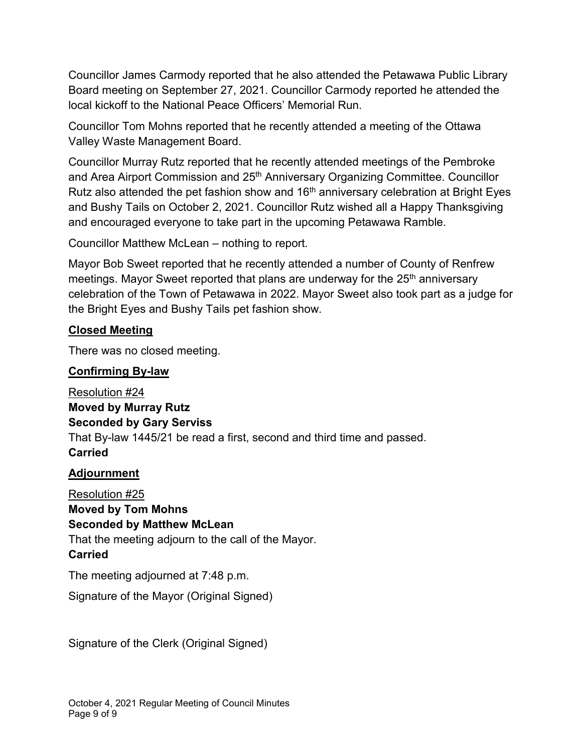Councillor James Carmody reported that he also attended the Petawawa Public Library Board meeting on September 27, 2021. Councillor Carmody reported he attended the local kickoff to the National Peace Officers' Memorial Run.

Councillor Tom Mohns reported that he recently attended a meeting of the Ottawa Valley Waste Management Board.

Councillor Murray Rutz reported that he recently attended meetings of the Pembroke and Area Airport Commission and 25th Anniversary Organizing Committee. Councillor Rutz also attended the pet fashion show and 16th anniversary celebration at Bright Eyes and Bushy Tails on October 2, 2021. Councillor Rutz wished all a Happy Thanksgiving and encouraged everyone to take part in the upcoming Petawawa Ramble.

Councillor Matthew McLean – nothing to report.

Mayor Bob Sweet reported that he recently attended a number of County of Renfrew meetings. Mayor Sweet reported that plans are underway for the 25th anniversary celebration of the Town of Petawawa in 2022. Mayor Sweet also took part as a judge for the Bright Eyes and Bushy Tails pet fashion show.

## Closed Meeting

There was no closed meeting.

## Confirming By-law

Resolution #24
**Moved by Murray Rutz**
**Seconded by Gary Serviss**
That By-law 1445/21 be read a first, second and third time and passed.
**Carried**

## Adjournment

Resolution #25
**Moved by Tom Mohns**
**Seconded by Matthew McLean**
That the meeting adjourn to the call of the Mayor.
**Carried**

The meeting adjourned at 7:48 p.m.

Signature of the Mayor (Original Signed)

Signature of the Clerk (Original Signed)